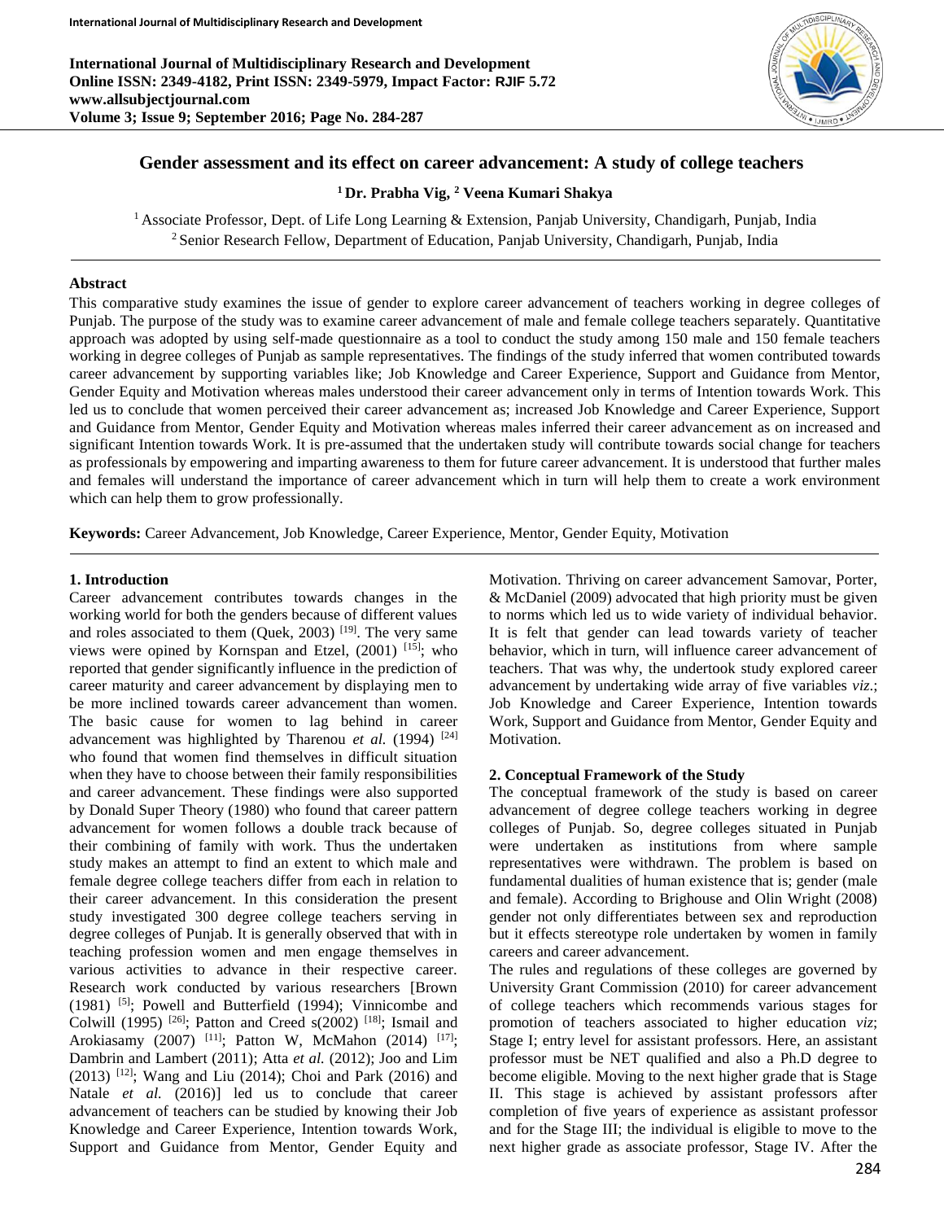# Gender assessment and its effect on career advancement: A study of college teachers

**[1] Dr. Prabha Vig, [2] Veena Kumari Shakya**

[1] Associate Professor, Dept. of Life Long Learning & Extension, Panjab University, Chandigarh, Punjab, India
[2] Senior Research Fellow, Department of Education, Panjab University, Chandigarh, Punjab, India

### Abstract

This comparative study examines the issue of gender to explore career advancement of teachers working in degree colleges of Punjab. The purpose of the study was to examine career advancement of male and female college teachers separately. Quantitative approach was adopted by using self-made questionnaire as a tool to conduct the study among 150 male and 150 female teachers working in degree colleges of Punjab as sample representatives. The findings of the study inferred that women contributed towards career advancement by supporting variables like; Job Knowledge and Career Experience, Support and Guidance from Mentor, Gender Equity and Motivation whereas males understood their career advancement only in terms of Intention towards Work. This led us to conclude that women perceived their career advancement as; increased Job Knowledge and Career Experience, Support and Guidance from Mentor, Gender Equity and Motivation whereas males inferred their career advancement as on increased and significant Intention towards Work. It is pre-assumed that the undertaken study will contribute towards social change for teachers as professionals by empowering and imparting awareness to them for future career advancement. It is understood that further males and females will understand the importance of career advancement which in turn will help them to create a work environment which can help them to grow professionally.

**Keywords:** Career Advancement, Job Knowledge, Career Experience, Mentor, Gender Equity, Motivation

## 1. Introduction

Career advancement contributes towards changes in the working world for both the genders because of different values and roles associated to them (Quek, 2003) [19]. The very same views were opined by Kornspan and Etzel, (2001) [15]; who reported that gender significantly influence in the prediction of career maturity and career advancement by displaying men to be more inclined towards career advancement than women. The basic cause for women to lag behind in career advancement was highlighted by Tharenou *et al.* (1994) [24] who found that women find themselves in difficult situation when they have to choose between their family responsibilities and career advancement. These findings were also supported by Donald Super Theory (1980) who found that career pattern advancement for women follows a double track because of their combining of family with work. Thus the undertaken study makes an attempt to find an extent to which male and female degree college teachers differ from each in relation to their career advancement. In this consideration the present study investigated 300 degree college teachers serving in degree colleges of Punjab. It is generally observed that with in teaching profession women and men engage themselves in various activities to advance in their respective career. Research work conducted by various researchers [Brown (1981) [5]; Powell and Butterfield (1994); Vinnicombe and Colwill (1995) [26]; Patton and Creed s(2002) [18]; Ismail and Arokiasamy (2007) [11]; Patton W, McMahon (2014) [17]; Dambrin and Lambert (2011); Atta *et al.* (2012); Joo and Lim (2013) [12]; Wang and Liu (2014); Choi and Park (2016) and Natale *et al.* (2016)] led us to conclude that career advancement of teachers can be studied by knowing their Job Knowledge and Career Experience, Intention towards Work, Support and Guidance from Mentor, Gender Equity and Motivation. Thriving on career advancement Samovar, Porter, & McDaniel (2009) advocated that high priority must be given to norms which led us to wide variety of individual behavior. It is felt that gender can lead towards variety of teacher behavior, which in turn, will influence career advancement of teachers. That was why, the undertook study explored career advancement by undertaking wide array of five variables *viz.*; Job Knowledge and Career Experience, Intention towards Work, Support and Guidance from Mentor, Gender Equity and Motivation.

## 2. Conceptual Framework of the Study

The conceptual framework of the study is based on career advancement of degree college teachers working in degree colleges of Punjab. So, degree colleges situated in Punjab were undertaken as institutions from where sample representatives were withdrawn. The problem is based on fundamental dualities of human existence that is; gender (male and female). According to Brighouse and Olin Wright (2008) gender not only differentiates between sex and reproduction but it effects stereotype role undertaken by women in family careers and career advancement.

The rules and regulations of these colleges are governed by University Grant Commission (2010) for career advancement of college teachers which recommends various stages for promotion of teachers associated to higher education *viz*; Stage I; entry level for assistant professors. Here, an assistant professor must be NET qualified and also a Ph.D degree to become eligible. Moving to the next higher grade that is Stage II. This stage is achieved by assistant professors after completion of five years of experience as assistant professor and for the Stage III; the individual is eligible to move to the next higher grade as associate professor, Stage IV. After the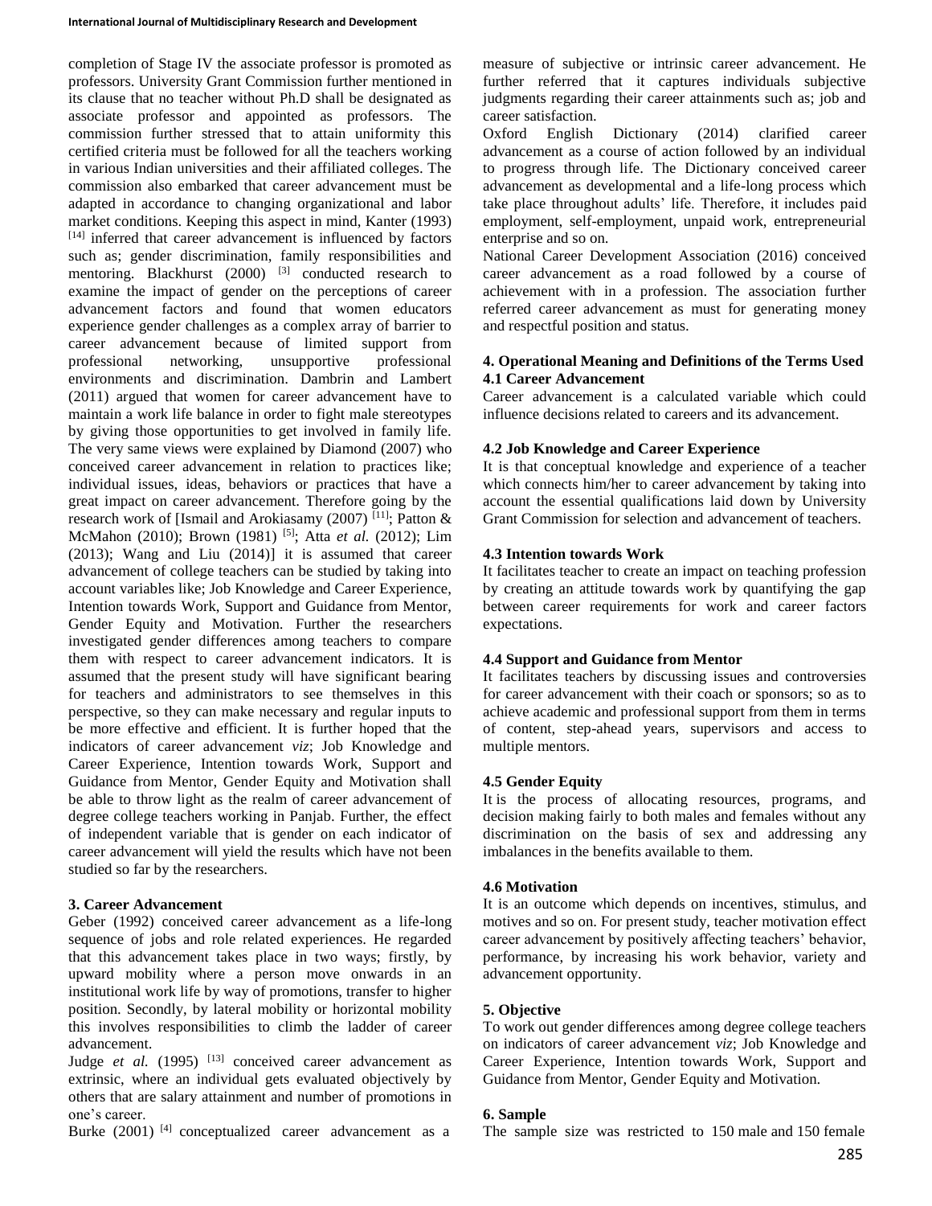completion of Stage IV the associate professor is promoted as professors. University Grant Commission further mentioned in its clause that no teacher without Ph.D shall be designated as associate professor and appointed as professors. The commission further stressed that to attain uniformity this certified criteria must be followed for all the teachers working in various Indian universities and their affiliated colleges. The commission also embarked that career advancement must be adapted in accordance to changing organizational and labor market conditions. Keeping this aspect in mind, Kanter (1993) [14] inferred that career advancement is influenced by factors such as; gender discrimination, family responsibilities and mentoring. Blackhurst (2000) [3] conducted research to examine the impact of gender on the perceptions of career advancement factors and found that women educators experience gender challenges as a complex array of barrier to career advancement because of limited support from professional networking, unsupportive professional environments and discrimination. Dambrin and Lambert (2011) argued that women for career advancement have to maintain a work life balance in order to fight male stereotypes by giving those opportunities to get involved in family life. The very same views were explained by Diamond (2007) who conceived career advancement in relation to practices like; individual issues, ideas, behaviors or practices that have a great impact on career advancement. Therefore going by the research work of [Ismail and Arokiasamy (2007) [11]; Patton & McMahon (2010); Brown (1981) [5]; Atta *et al.* (2012); Lim (2013); Wang and Liu (2014)] it is assumed that career advancement of college teachers can be studied by taking into account variables like; Job Knowledge and Career Experience, Intention towards Work, Support and Guidance from Mentor, Gender Equity and Motivation. Further the researchers investigated gender differences among teachers to compare them with respect to career advancement indicators. It is assumed that the present study will have significant bearing for teachers and administrators to see themselves in this perspective, so they can make necessary and regular inputs to be more effective and efficient. It is further hoped that the indicators of career advancement *viz*; Job Knowledge and Career Experience, Intention towards Work, Support and Guidance from Mentor, Gender Equity and Motivation shall be able to throw light as the realm of career advancement of degree college teachers working in Panjab. Further, the effect of independent variable that is gender on each indicator of career advancement will yield the results which have not been studied so far by the researchers.

## 3. Career Advancement

Geber (1992) conceived career advancement as a life-long sequence of jobs and role related experiences. He regarded that this advancement takes place in two ways; firstly, by upward mobility where a person move onwards in an institutional work life by way of promotions, transfer to higher position. Secondly, by lateral mobility or horizontal mobility this involves responsibilities to climb the ladder of career advancement.

Judge *et al.* (1995) [13] conceived career advancement as extrinsic, where an individual gets evaluated objectively by others that are salary attainment and number of promotions in one's career.

Burke (2001) [4] conceptualized career advancement as a measure of subjective or intrinsic career advancement. He further referred that it captures individuals subjective judgments regarding their career attainments such as; job and career satisfaction.

Oxford English Dictionary (2014) clarified career advancement as a course of action followed by an individual to progress through life. The Dictionary conceived career advancement as developmental and a life-long process which take place throughout adults' life. Therefore, it includes paid employment, self-employment, unpaid work, entrepreneurial enterprise and so on.

National Career Development Association (2016) conceived career advancement as a road followed by a course of achievement with in a profession. The association further referred career advancement as must for generating money and respectful position and status.

## 4. Operational Meaning and Definitions of the Terms Used

### 4.1 Career Advancement

Career advancement is a calculated variable which could influence decisions related to careers and its advancement.

### 4.2 Job Knowledge and Career Experience

It is that conceptual knowledge and experience of a teacher which connects him/her to career advancement by taking into account the essential qualifications laid down by University Grant Commission for selection and advancement of teachers.

### 4.3 Intention towards Work

It facilitates teacher to create an impact on teaching profession by creating an attitude towards work by quantifying the gap between career requirements for work and career factors expectations.

### 4.4 Support and Guidance from Mentor

It facilitates teachers by discussing issues and controversies for career advancement with their coach or sponsors; so as to achieve academic and professional support from them in terms of content, step-ahead years, supervisors and access to multiple mentors.

### 4.5 Gender Equity

It is the process of allocating resources, programs, and decision making fairly to both males and females without any discrimination on the basis of sex and addressing any imbalances in the benefits available to them.

### 4.6 Motivation

It is an outcome which depends on incentives, stimulus, and motives and so on. For present study, teacher motivation effect career advancement by positively affecting teachers' behavior, performance, by increasing his work behavior, variety and advancement opportunity.

## 5. Objective

To work out gender differences among degree college teachers on indicators of career advancement *viz*; Job Knowledge and Career Experience, Intention towards Work, Support and Guidance from Mentor, Gender Equity and Motivation.

## 6. Sample

The sample size was restricted to 150 male and 150 female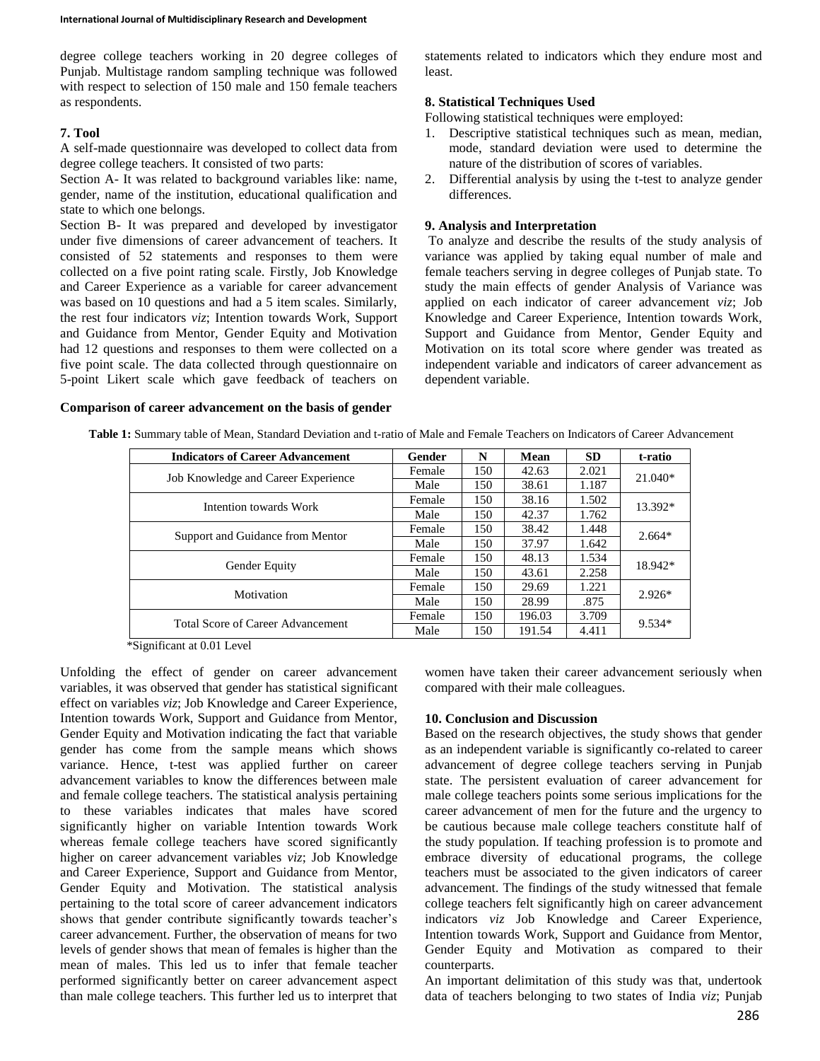degree college teachers working in 20 degree colleges of Punjab. Multistage random sampling technique was followed with respect to selection of 150 male and 150 female teachers as respondents.

### 7. Tool

A self-made questionnaire was developed to collect data from degree college teachers. It consisted of two parts:

Section A- It was related to background variables like: name, gender, name of the institution, educational qualification and state to which one belongs.

Section B- It was prepared and developed by investigator under five dimensions of career advancement of teachers. It consisted of 52 statements and responses to them were collected on a five point rating scale. Firstly, Job Knowledge and Career Experience as a variable for career advancement was based on 10 questions and had a 5 item scales. Similarly, the rest four indicators *viz*; Intention towards Work, Support and Guidance from Mentor, Gender Equity and Motivation had 12 questions and responses to them were collected on a five point scale. The data collected through questionnaire on 5-point Likert scale which gave feedback of teachers on statements related to indicators which they endure most and least.

### 8. Statistical Techniques Used

Following statistical techniques were employed:

1. Descriptive statistical techniques such as mean, median, mode, standard deviation were used to determine the nature of the distribution of scores of variables.
2. Differential analysis by using the t-test to analyze gender differences.

### 9. Analysis and Interpretation

To analyze and describe the results of the study analysis of variance was applied by taking equal number of male and female teachers serving in degree colleges of Punjab state. To study the main effects of gender Analysis of Variance was applied on each indicator of career advancement *viz*; Job Knowledge and Career Experience, Intention towards Work, Support and Guidance from Mentor, Gender Equity and Motivation on its total score where gender was treated as independent variable and indicators of career advancement as dependent variable.

**Comparison of career advancement on the basis of gender**

**Table 1:** Summary table of Mean, Standard Deviation and t-ratio of Male and Female Teachers on Indicators of Career Advancement

| Indicators of Career Advancement | Gender | N | Mean | SD | t-ratio |
|---|---|---|---|---|---|
| Job Knowledge and Career Experience | Female | 150 | 42.63 | 2.021 | 21.040* |
| | Male | 150 | 38.61 | 1.187 | |
| Intention towards Work | Female | 150 | 38.16 | 1.502 | 13.392* |
| | Male | 150 | 42.37 | 1.762 | |
| Support and Guidance from Mentor | Female | 150 | 38.42 | 1.448 | 2.664* |
| | Male | 150 | 37.97 | 1.642 | |
| Gender Equity | Female | 150 | 48.13 | 1.534 | 18.942* |
| | Male | 150 | 43.61 | 2.258 | |
| Motivation | Female | 150 | 29.69 | 1.221 | 2.926* |
| | Male | 150 | 28.99 | .875 | |
| Total Score of Career Advancement | Female | 150 | 196.03 | 3.709 | 9.534* |
| | Male | 150 | 191.54 | 4.411 | |

*Significant at 0.01 Level

Unfolding the effect of gender on career advancement variables, it was observed that gender has statistical significant effect on variables *viz*; Job Knowledge and Career Experience, Intention towards Work, Support and Guidance from Mentor, Gender Equity and Motivation indicating the fact that variable gender has come from the sample means which shows variance. Hence, t-test was applied further on career advancement variables to know the differences between male and female college teachers. The statistical analysis pertaining to these variables indicates that males have scored significantly higher on variable Intention towards Work whereas female college teachers have scored significantly higher on career advancement variables *viz*; Job Knowledge and Career Experience, Support and Guidance from Mentor, Gender Equity and Motivation. The statistical analysis pertaining to the total score of career advancement indicators shows that gender contribute significantly towards teacher's career advancement. Further, the observation of means for two levels of gender shows that mean of females is higher than the mean of males. This led us to infer that female teacher performed significantly better on career advancement aspect than male college teachers. This further led us to interpret that women have taken their career advancement seriously when compared with their male colleagues.

### 10. Conclusion and Discussion

Based on the research objectives, the study shows that gender as an independent variable is significantly co-related to career advancement of degree college teachers serving in Punjab state. The persistent evaluation of career advancement for male college teachers points some serious implications for the career advancement of men for the future and the urgency to be cautious because male college teachers constitute half of the study population. If teaching profession is to promote and embrace diversity of educational programs, the college teachers must be associated to the given indicators of career advancement. The findings of the study witnessed that female college teachers felt significantly high on career advancement indicators *viz* Job Knowledge and Career Experience, Intention towards Work, Support and Guidance from Mentor, Gender Equity and Motivation as compared to their counterparts.

An important delimitation of this study was that, undertook data of teachers belonging to two states of India *viz*; Punjab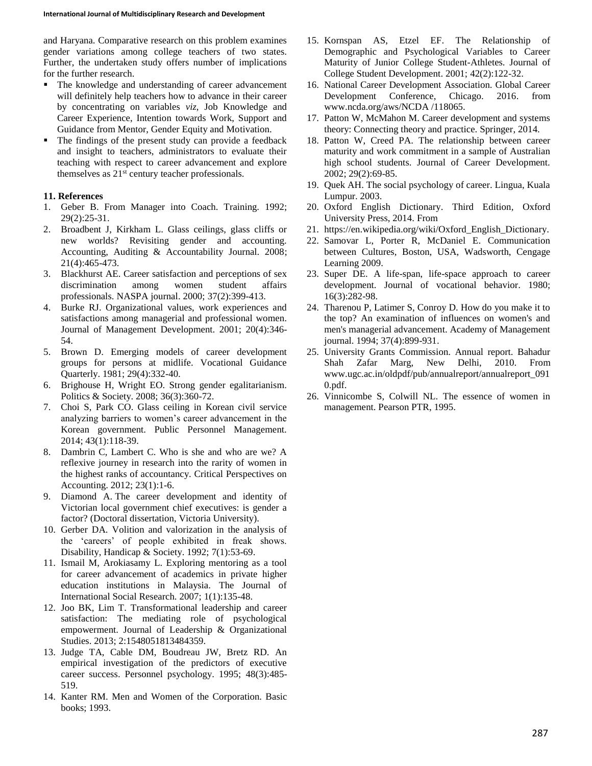and Haryana. Comparative research on this problem examines gender variations among college teachers of two states. Further, the undertaken study offers number of implications for the further research.

- The knowledge and understanding of career advancement will definitely help teachers how to advance in their career by concentrating on variables *viz*, Job Knowledge and Career Experience, Intention towards Work, Support and Guidance from Mentor, Gender Equity and Motivation.
- The findings of the present study can provide a feedback and insight to teachers, administrators to evaluate their teaching with respect to career advancement and explore themselves as 21st century teacher professionals.

## 11. References

1. Geber B. From Manager into Coach. Training. 1992; 29(2):25-31.
2. Broadbent J, Kirkham L. Glass ceilings, glass cliffs or new worlds? Revisiting gender and accounting. Accounting, Auditing & Accountability Journal. 2008; 21(4):465-473.
3. Blackhurst AE. Career satisfaction and perceptions of sex discrimination among women student affairs professionals. NASPA journal. 2000; 37(2):399-413.
4. Burke RJ. Organizational values, work experiences and satisfactions among managerial and professional women. Journal of Management Development. 2001; 20(4):346-54.
5. Brown D. Emerging models of career development groups for persons at midlife. Vocational Guidance Quarterly. 1981; 29(4):332-40.
6. Brighouse H, Wright EO. Strong gender egalitarianism. Politics & Society. 2008; 36(3):360-72.
7. Choi S, Park CO. Glass ceiling in Korean civil service analyzing barriers to women's career advancement in the Korean government. Public Personnel Management. 2014; 43(1):118-39.
8. Dambrin C, Lambert C. Who is she and who are we? A reflexive journey in research into the rarity of women in the highest ranks of accountancy. Critical Perspectives on Accounting. 2012; 23(1):1-6.
9. Diamond A. The career development and identity of Victorian local government chief executives: is gender a factor? (Doctoral dissertation, Victoria University).
10. Gerber DA. Volition and valorization in the analysis of the 'careers' of people exhibited in freak shows. Disability, Handicap & Society. 1992; 7(1):53-69.
11. Ismail M, Arokiasamy L. Exploring mentoring as a tool for career advancement of academics in private higher education institutions in Malaysia. The Journal of International Social Research. 2007; 1(1):135-48.
12. Joo BK, Lim T. Transformational leadership and career satisfaction: The mediating role of psychological empowerment. Journal of Leadership & Organizational Studies. 2013; 2:1548051813484359.
13. Judge TA, Cable DM, Boudreau JW, Bretz RD. An empirical investigation of the predictors of executive career success. Personnel psychology. 1995; 48(3):485-519.
14. Kanter RM. Men and Women of the Corporation. Basic books; 1993.
15. Kornspan AS, Etzel EF. The Relationship of Demographic and Psychological Variables to Career Maturity of Junior College Student-Athletes. Journal of College Student Development. 2001; 42(2):122-32.
16. National Career Development Association. Global Career Development Conference, Chicago. 2016. from www.ncda.org/aws/NCDA /118065.
17. Patton W, McMahon M. Career development and systems theory: Connecting theory and practice. Springer, 2014.
18. Patton W, Creed PA. The relationship between career maturity and work commitment in a sample of Australian high school students. Journal of Career Development. 2002; 29(2):69-85.
19. Quek AH. The social psychology of career. Lingua, Kuala Lumpur. 2003.
20. Oxford English Dictionary. Third Edition, Oxford University Press, 2014. From
21. https://en.wikipedia.org/wiki/Oxford_English_Dictionary.
22. Samovar L, Porter R, McDaniel E. Communication between Cultures, Boston, USA, Wadsworth, Cengage Learning 2009.
23. Super DE. A life-span, life-space approach to career development. Journal of vocational behavior. 1980; 16(3):282-98.
24. Tharenou P, Latimer S, Conroy D. How do you make it to the top? An examination of influences on women's and men's managerial advancement. Academy of Management journal. 1994; 37(4):899-931.
25. University Grants Commission. Annual report. Bahadur Shah Zafar Marg, New Delhi, 2010. From www.ugc.ac.in/oldpdf/pub/annualreport/annualreport_0910.pdf.
26. Vinnicombe S, Colwill NL. The essence of women in management. Pearson PTR, 1995.